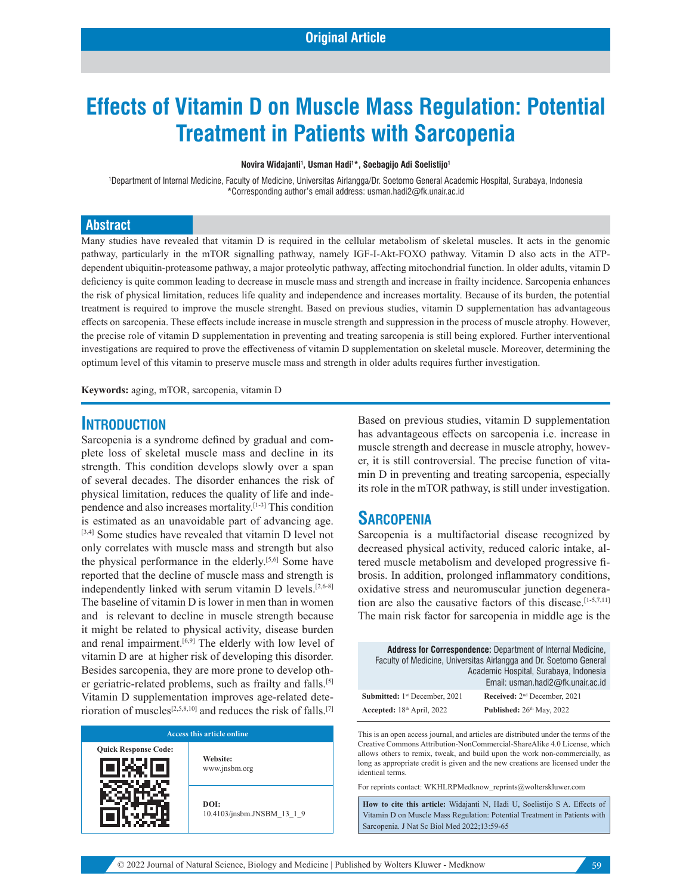Original Article

# Effects of Vitamin D on Muscle Mass Regulation: Potential Treatment in Patients with Sarcopenia

**Novira Widajanti[1], Usman Hadi[1]*, Soebagijo Adi Soelistijo[1]**

[1]Department of Internal Medicine, Faculty of Medicine, Universitas Airlangga/Dr. Soetomo General Academic Hospital, Surabaya, Indonesia
*Corresponding author's email address: usman.hadi2@fk.unair.ac.id

## Abstract

Many studies have revealed that vitamin D is required in the cellular metabolism of skeletal muscles. It acts in the genomic pathway, particularly in the mTOR signalling pathway, namely IGF-I-Akt-FOXO pathway. Vitamin D also acts in the ATP-dependent ubiquitin-proteasome pathway, a major proteolytic pathway, affecting mitochondrial function. In older adults, vitamin D deficiency is quite common leading to decrease in muscle mass and strength and increase in frailty incidence. Sarcopenia enhances the risk of physical limitation, reduces life quality and independence and increases mortality. Because of its burden, the potential treatment is required to improve the muscle strenght. Based on previous studies, vitamin D supplementation has advantageous effects on sarcopenia. These effects include increase in muscle strength and suppression in the process of muscle atrophy. However, the precise role of vitamin D supplementation in preventing and treating sarcopenia is still being explored. Further interventional investigations are required to prove the effectiveness of vitamin D supplementation on skeletal muscle. Moreover, determining the optimum level of this vitamin to preserve muscle mass and strength in older adults requires further investigation.

**Keywords:** aging, mTOR, sarcopenia, vitamin D

## Introduction

Sarcopenia is a syndrome defined by gradual and complete loss of skeletal muscle mass and decline in its strength. This condition develops slowly over a span of several decades. The disorder enhances the risk of physical limitation, reduces the quality of life and independence and also increases mortality.[1-3] This condition is estimated as an unavoidable part of advancing age.[3,4] Some studies have revealed that vitamin D level not only correlates with muscle mass and strength but also the physical performance in the elderly.[5,6] Some have reported that the decline of muscle mass and strength is independently linked with serum vitamin D levels.[2,6-8] The baseline of vitamin D is lower in men than in women and is relevant to decline in muscle strength because it might be related to physical activity, disease burden and renal impairment.[6,9] The elderly with low level of vitamin D are at higher risk of developing this disorder. Besides sarcopenia, they are more prone to develop other geriatric-related problems, such as frailty and falls.[5] Vitamin D supplementation improves age-related deterioration of muscles[2,5,8,10] and reduces the risk of falls.[7]

Based on previous studies, vitamin D supplementation has advantageous effects on sarcopenia i.e. increase in muscle strength and decrease in muscle atrophy, however, it is still controversial. The precise function of vitamin D in preventing and treating sarcopenia, especially its role in the mTOR pathway, is still under investigation.

## Sarcopenia

Sarcopenia is a multifactorial disease recognized by decreased physical activity, reduced caloric intake, altered muscle metabolism and developed progressive fibrosis. In addition, prolonged inflammatory conditions, oxidative stress and neuromuscular junction degeneration are also the causative factors of this disease.[1-5,7,11] The main risk factor for sarcopenia in middle age is the

| Access this article online | |
|---|---|
| Quick Response Code: | Website: www.jnsbm.org |
| | DOI: 10.4103/jnsbm.JNSBM_13_1_9 |

**Address for Correspondence:** Department of Internal Medicine, Faculty of Medicine, Universitas Airlangga and Dr. Soetomo General Academic Hospital, Surabaya, Indonesia
Email: usman.hadi2@fk.unair.ac.id

| | |
|---|---|
| **Submitted:** 1st December, 2021 | **Received:** 2nd December, 2021 |
| **Accepted:** 18th April, 2022 | **Published:** 26th May, 2022 |

This is an open access journal, and articles are distributed under the terms of the Creative Commons Attribution-NonCommercial-ShareAlike 4.0 License, which allows others to remix, tweak, and build upon the work non-commercially, as long as appropriate credit is given and the new creations are licensed under the identical terms.

For reprints contact: WKHLRPMedknow_reprints@wolterskluwer.com

**How to cite this article:** Widajanti N, Hadi U, Soelistijo S A. Effects of Vitamin D on Muscle Mass Regulation: Potential Treatment in Patients with Sarcopenia. J Nat Sc Biol Med 2022;13:59-65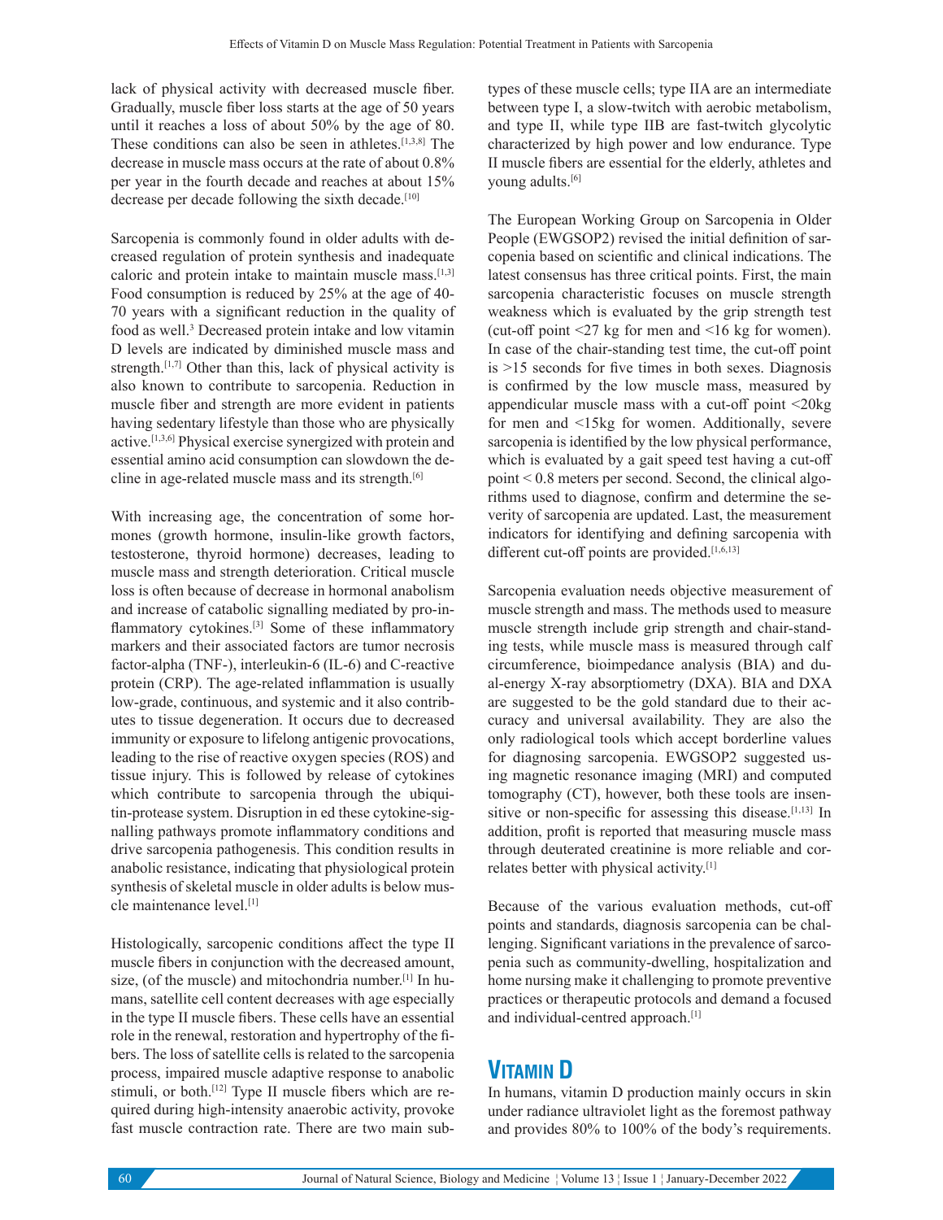lack of physical activity with decreased muscle fiber. Gradually, muscle fiber loss starts at the age of 50 years until it reaches a loss of about 50% by the age of 80. These conditions can also be seen in athletes.[1,3,8] The decrease in muscle mass occurs at the rate of about 0.8% per year in the fourth decade and reaches at about 15% decrease per decade following the sixth decade.[10]

Sarcopenia is commonly found in older adults with decreased regulation of protein synthesis and inadequate caloric and protein intake to maintain muscle mass.[1,3] Food consumption is reduced by 25% at the age of 40-70 years with a significant reduction in the quality of food as well.[3] Decreased protein intake and low vitamin D levels are indicated by diminished muscle mass and strength.[1,7] Other than this, lack of physical activity is also known to contribute to sarcopenia. Reduction in muscle fiber and strength are more evident in patients having sedentary lifestyle than those who are physically active.[1,3,6] Physical exercise synergized with protein and essential amino acid consumption can slowdown the decline in age-related muscle mass and its strength.[6]

With increasing age, the concentration of some hormones (growth hormone, insulin-like growth factors, testosterone, thyroid hormone) decreases, leading to muscle mass and strength deterioration. Critical muscle loss is often because of decrease in hormonal anabolism and increase of catabolic signalling mediated by pro-inflammatory cytokines.[3] Some of these inflammatory markers and their associated factors are tumor necrosis factor-alpha (TNF-) , interleukin-6 (IL-6) and C-reactive protein (CRP). The age-related inflammation is usually low-grade, continuous, and systemic and it also contributes to tissue degeneration. It occurs due to decreased immunity or exposure to lifelong antigenic provocations, leading to the rise of reactive oxygen species (ROS) and tissue injury. This is followed by release of cytokines which contribute to sarcopenia through the ubiquitin-protease system. Disruption in ed these cytokine-signalling pathways promote inflammatory conditions and drive sarcopenia pathogenesis. This condition results in anabolic resistance, indicating that physiological protein synthesis of skeletal muscle in older adults is below muscle maintenance level.[1]

Histologically, sarcopenic conditions affect the type II muscle fibers in conjunction with the decreased amount, size, (of the muscle) and mitochondria number.[1] In humans, satellite cell content decreases with age especially in the type II muscle fibers. These cells have an essential role in the renewal, restoration and hypertrophy of the fibers. The loss of satellite cells is related to the sarcopenia process, impaired muscle adaptive response to anabolic stimuli, or both.[12] Type II muscle fibers which are required during high-intensity anaerobic activity, provoke fast muscle contraction rate. There are two main subtypes of these muscle cells; type IIA are an intermediate between type I, a slow-twitch with aerobic metabolism, and type II, while type IIB are fast-twitch glycolytic characterized by high power and low endurance. Type II muscle fibers are essential for the elderly, athletes and young adults.[6]

The European Working Group on Sarcopenia in Older People (EWGSOP2) revised the initial definition of sarcopenia based on scientific and clinical indications. The latest consensus has three critical points. First, the main sarcopenia characteristic focuses on muscle strength weakness which is evaluated by the grip strength test (cut-off point <27 kg for men and <16 kg for women). In case of the chair-standing test time, the cut-off point is >15 seconds for five times in both sexes. Diagnosis is confirmed by the low muscle mass, measured by appendicular muscle mass with a cut-off point <20kg for men and <15kg for women. Additionally, severe sarcopenia is identified by the low physical performance, which is evaluated by a gait speed test having a cut-off point < 0.8 meters per second. Second, the clinical algorithms used to diagnose, confirm and determine the severity of sarcopenia are updated. Last, the measurement indicators for identifying and defining sarcopenia with different cut-off points are provided.[1,6,13]

Sarcopenia evaluation needs objective measurement of muscle strength and mass. The methods used to measure muscle strength include grip strength and chair-standing tests, while muscle mass is measured through calf circumference, bioimpedance analysis (BIA) and dual-energy X-ray absorptiometry (DXA). BIA and DXA are suggested to be the gold standard due to their accuracy and universal availability. They are also the only radiological tools which accept borderline values for diagnosing sarcopenia. EWGSOP2 suggested using magnetic resonance imaging (MRI) and computed tomography (CT), however, both these tools are insensitive or non-specific for assessing this disease.[1,13] In addition, profit is reported that measuring muscle mass through deuterated creatinine is more reliable and correlates better with physical activity.[1]

Because of the various evaluation methods, cut-off points and standards, diagnosis sarcopenia can be challenging. Significant variations in the prevalence of sarcopenia such as community-dwelling, hospitalization and home nursing make it challenging to promote preventive practices or therapeutic protocols and demand a focused and individual-centred approach.[1]

## Vitamin D

In humans, vitamin D production mainly occurs in skin under radiance ultraviolet light as the foremost pathway and provides 80% to 100% of the body's requirements.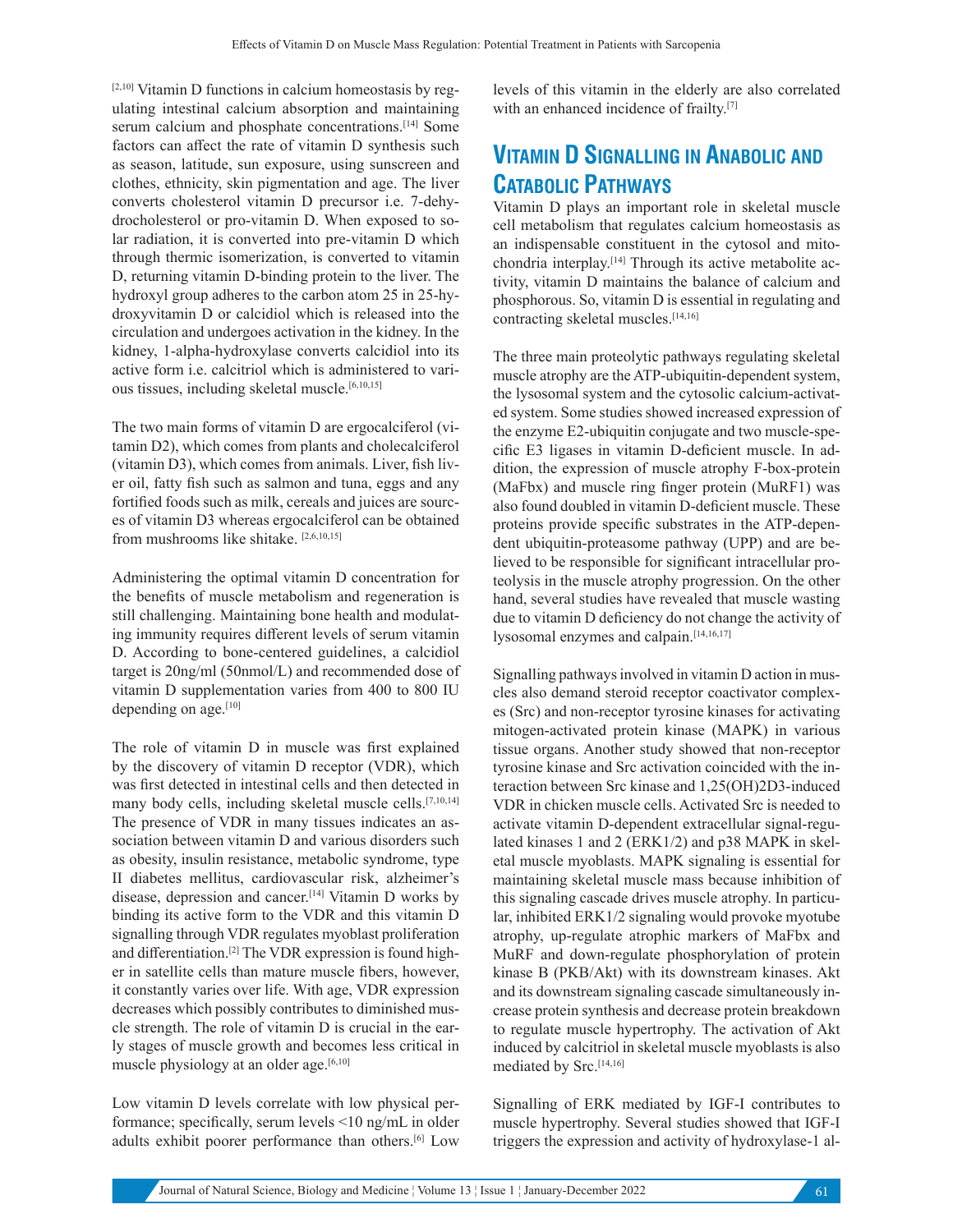[2,10] Vitamin D functions in calcium homeostasis by regulating intestinal calcium absorption and maintaining serum calcium and phosphate concentrations.[14] Some factors can affect the rate of vitamin D synthesis such as season, latitude, sun exposure, using sunscreen and clothes, ethnicity, skin pigmentation and age. The liver converts cholesterol vitamin D precursor i.e. 7-dehydrocholesterol or pro-vitamin D. When exposed to solar radiation, it is converted into pre-vitamin D which through thermic isomerization, is converted to vitamin D, returning vitamin D-binding protein to the liver. The hydroxyl group adheres to the carbon atom 25 in 25-hydroxyvitamin D or calcidiol which is released into the circulation and undergoes activation in the kidney. In the kidney, 1-alpha-hydroxylase converts calcidiol into its active form i.e. calcitriol which is administered to various tissues, including skeletal muscle.[6,10,15]

The two main forms of vitamin D are ergocalciferol (vitamin D2), which comes from plants and cholecalciferol (vitamin D3), which comes from animals. Liver, fish liver oil, fatty fish such as salmon and tuna, eggs and any fortified foods such as milk, cereals and juices are sources of vitamin D3 whereas ergocalciferol can be obtained from mushrooms like shitake. [2,6,10,15]

Administering the optimal vitamin D concentration for the benefits of muscle metabolism and regeneration is still challenging. Maintaining bone health and modulating immunity requires different levels of serum vitamin D. According to bone-centered guidelines, a calcidiol target is 20ng/ml (50nmol/L) and recommended dose of vitamin D supplementation varies from 400 to 800 IU depending on age.[10]

The role of vitamin D in muscle was first explained by the discovery of vitamin D receptor (VDR), which was first detected in intestinal cells and then detected in many body cells, including skeletal muscle cells.[7,10,14] The presence of VDR in many tissues indicates an association between vitamin D and various disorders such as obesity, insulin resistance, metabolic syndrome, type II diabetes mellitus, cardiovascular risk, alzheimer's disease, depression and cancer.[14] Vitamin D works by binding its active form to the VDR and this vitamin D signalling through VDR regulates myoblast proliferation and differentiation.[2] The VDR expression is found higher in satellite cells than mature muscle fibers, however, it constantly varies over life. With age, VDR expression decreases which possibly contributes to diminished muscle strength. The role of vitamin D is crucial in the early stages of muscle growth and becomes less critical in muscle physiology at an older age.[6,10]

Low vitamin D levels correlate with low physical performance; specifically, serum levels <10 ng/mL in older adults exhibit poorer performance than others.[6] Low levels of this vitamin in the elderly are also correlated with an enhanced incidence of frailty.[7]

## Vitamin D Signalling in Anabolic and Catabolic Pathways

Vitamin D plays an important role in skeletal muscle cell metabolism that regulates calcium homeostasis as an indispensable constituent in the cytosol and mitochondria interplay.[14] Through its active metabolite activity, vitamin D maintains the balance of calcium and phosphorous. So, vitamin D is essential in regulating and contracting skeletal muscles.[14,16]

The three main proteolytic pathways regulating skeletal muscle atrophy are the ATP-ubiquitin-dependent system, the lysosomal system and the cytosolic calcium-activated system. Some studies showed increased expression of the enzyme E2-ubiquitin conjugate and two muscle-specific E3 ligases in vitamin D-deficient muscle. In addition, the expression of muscle atrophy F-box-protein (MaFbx) and muscle ring finger protein (MuRF1) was also found doubled in vitamin D-deficient muscle. These proteins provide specific substrates in the ATP-dependent ubiquitin-proteasome pathway (UPP) and are believed to be responsible for significant intracellular proteolysis in the muscle atrophy progression. On the other hand, several studies have revealed that muscle wasting due to vitamin D deficiency do not change the activity of lysosomal enzymes and calpain.[14,16,17]

Signalling pathways involved in vitamin D action in muscles also demand steroid receptor coactivator complexes (Src) and non-receptor tyrosine kinases for activating mitogen-activated protein kinase (MAPK) in various tissue organs. Another study showed that non-receptor tyrosine kinase and Src activation coincided with the interaction between Src kinase and 1,25(OH)2D3-induced VDR in chicken muscle cells. Activated Src is needed to activate vitamin D-dependent extracellular signal-regulated kinases 1 and 2 (ERK1/2) and p38 MAPK in skeletal muscle myoblasts. MAPK signaling is essential for maintaining skeletal muscle mass because inhibition of this signaling cascade drives muscle atrophy. In particular, inhibited ERK1/2 signaling would provoke myotube atrophy, up-regulate atrophic markers of MaFbx and MuRF and down-regulate phosphorylation of protein kinase B (PKB/Akt) with its downstream kinases. Akt and its downstream signaling cascade simultaneously increase protein synthesis and decrease protein breakdown to regulate muscle hypertrophy. The activation of Akt induced by calcitriol in skeletal muscle myoblasts is also mediated by Src.[14,16]

Signalling of ERK mediated by IGF-I contributes to muscle hypertrophy. Several studies showed that IGF-I triggers the expression and activity of hydroxylase-1 al-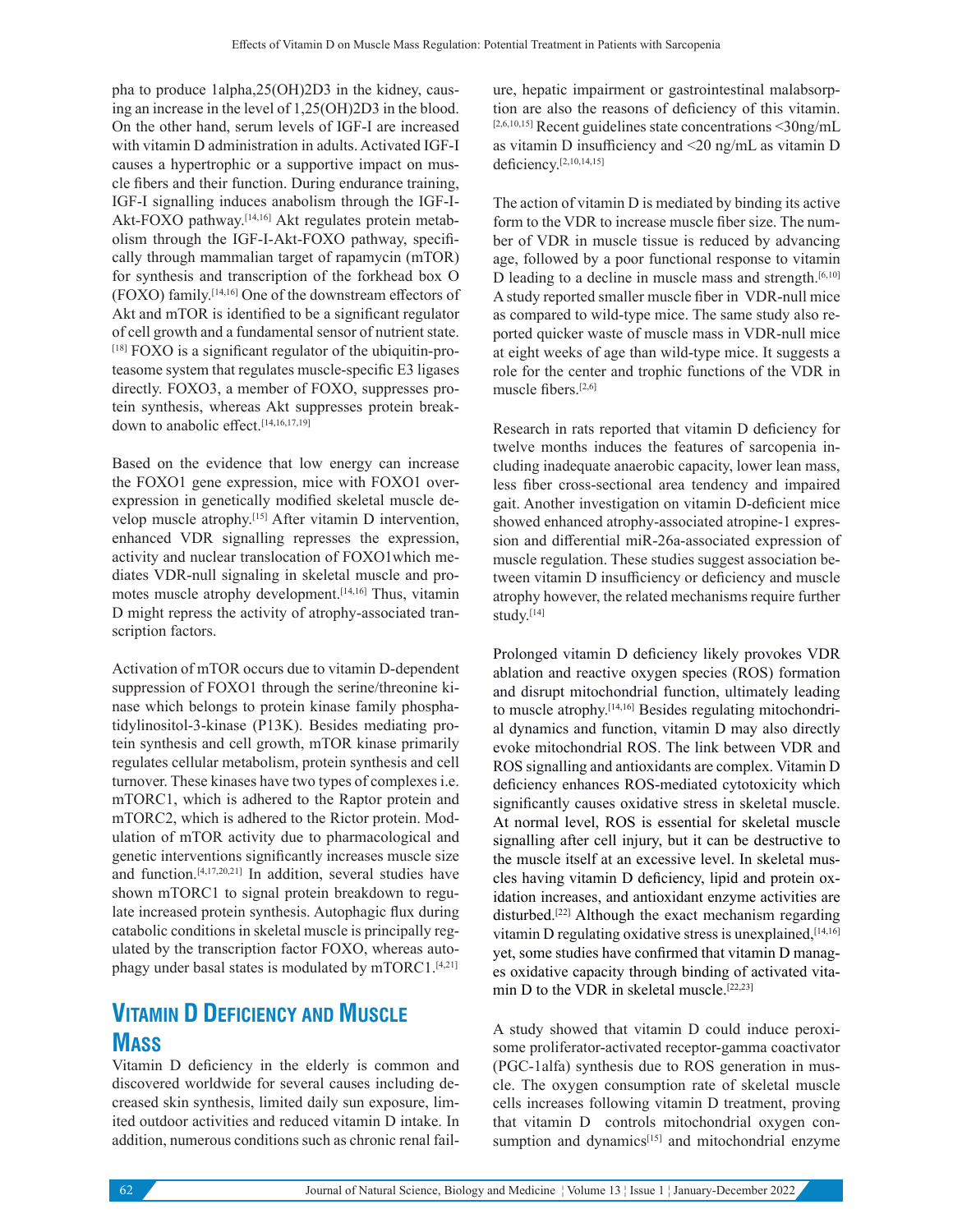pha to produce 1alpha,25(OH)2D3 in the kidney, causing an increase in the level of 1,25(OH)2D3 in the blood. On the other hand, serum levels of IGF-I are increased with vitamin D administration in adults. Activated IGF-I causes a hypertrophic or a supportive impact on muscle fibers and their function. During endurance training, IGF-I signalling induces anabolism through the IGF-I-Akt-FOXO pathway.[14,16] Akt regulates protein metabolism through the IGF-I-Akt-FOXO pathway, specifically through mammalian target of rapamycin (mTOR) for synthesis and transcription of the forkhead box O (FOXO) family.[14,16] One of the downstream effectors of Akt and mTOR is identified to be a significant regulator of cell growth and a fundamental sensor of nutrient state.[18] FOXO is a significant regulator of the ubiquitin-proteasome system that regulates muscle-specific E3 ligases directly. FOXO3, a member of FOXO, suppresses protein synthesis, whereas Akt suppresses protein breakdown to anabolic effect.[14,16,17,19]

Based on the evidence that low energy can increase the FOXO1 gene expression, mice with FOXO1 overexpression in genetically modified skeletal muscle develop muscle atrophy.[15] After vitamin D intervention, enhanced VDR signalling represses the expression, activity and nuclear translocation of FOXO1which mediates VDR-null signaling in skeletal muscle and promotes muscle atrophy development.[14,16] Thus, vitamin D might repress the activity of atrophy-associated transcription factors.

Activation of mTOR occurs due to vitamin D-dependent suppression of FOXO1 through the serine/threonine kinase which belongs to protein kinase family phosphatidylinositol-3-kinase (P13K). Besides mediating protein synthesis and cell growth, mTOR kinase primarily regulates cellular metabolism, protein synthesis and cell turnover. These kinases have two types of complexes i.e. mTORC1, which is adhered to the Raptor protein and mTORC2, which is adhered to the Rictor protein. Modulation of mTOR activity due to pharmacological and genetic interventions significantly increases muscle size and function.[4,17,20,21] In addition, several studies have shown mTORC1 to signal protein breakdown to regulate increased protein synthesis. Autophagic flux during catabolic conditions in skeletal muscle is principally regulated by the transcription factor FOXO, whereas autophagy under basal states is modulated by mTORC1.[4,21]

## Vitamin D Deficiency and Muscle Mass

Vitamin D deficiency in the elderly is common and discovered worldwide for several causes including decreased skin synthesis, limited daily sun exposure, limited outdoor activities and reduced vitamin D intake. In addition, numerous conditions such as chronic renal failure, hepatic impairment or gastrointestinal malabsorption are also the reasons of deficiency of this vitamin.[2,6,10,15] Recent guidelines state concentrations <30ng/mL as vitamin D insufficiency and <20 ng/mL as vitamin D deficiency.[2,10,14,15]

The action of vitamin D is mediated by binding its active form to the VDR to increase muscle fiber size. The number of VDR in muscle tissue is reduced by advancing age, followed by a poor functional response to vitamin D leading to a decline in muscle mass and strength.[6,10] A study reported smaller muscle fiber in VDR-null mice as compared to wild-type mice. The same study also reported quicker waste of muscle mass in VDR-null mice at eight weeks of age than wild-type mice. It suggests a role for the center and trophic functions of the VDR in muscle fibers.[2,6]

Research in rats reported that vitamin D deficiency for twelve months induces the features of sarcopenia including inadequate anaerobic capacity, lower lean mass, less fiber cross-sectional area tendency and impaired gait. Another investigation on vitamin D-deficient mice showed enhanced atrophy-associated atropine-1 expression and differential miR-26a-associated expression of muscle regulation. These studies suggest association between vitamin D insufficiency or deficiency and muscle atrophy however, the related mechanisms require further study.[14]

Prolonged vitamin D deficiency likely provokes VDR ablation and reactive oxygen species (ROS) formation and disrupt mitochondrial function, ultimately leading to muscle atrophy.[14,16] Besides regulating mitochondrial dynamics and function, vitamin D may also directly evoke mitochondrial ROS. The link between VDR and ROS signalling and antioxidants are complex. Vitamin D deficiency enhances ROS-mediated cytotoxicity which significantly causes oxidative stress in skeletal muscle. At normal level, ROS is essential for skeletal muscle signalling after cell injury, but it can be destructive to the muscle itself at an excessive level. In skeletal muscles having vitamin D deficiency, lipid and protein oxidation increases, and antioxidant enzyme activities are disturbed.[22] Although the exact mechanism regarding vitamin D regulating oxidative stress is unexplained,[14,16] yet, some studies have confirmed that vitamin D manages oxidative capacity through binding of activated vitamin D to the VDR in skeletal muscle.[22,23]

A study showed that vitamin D could induce peroxisome proliferator-activated receptor-gamma coactivator (PGC-1alfa) synthesis due to ROS generation in muscle. The oxygen consumption rate of skeletal muscle cells increases following vitamin D treatment, proving that vitamin D controls mitochondrial oxygen consumption and dynamics[15] and mitochondrial enzyme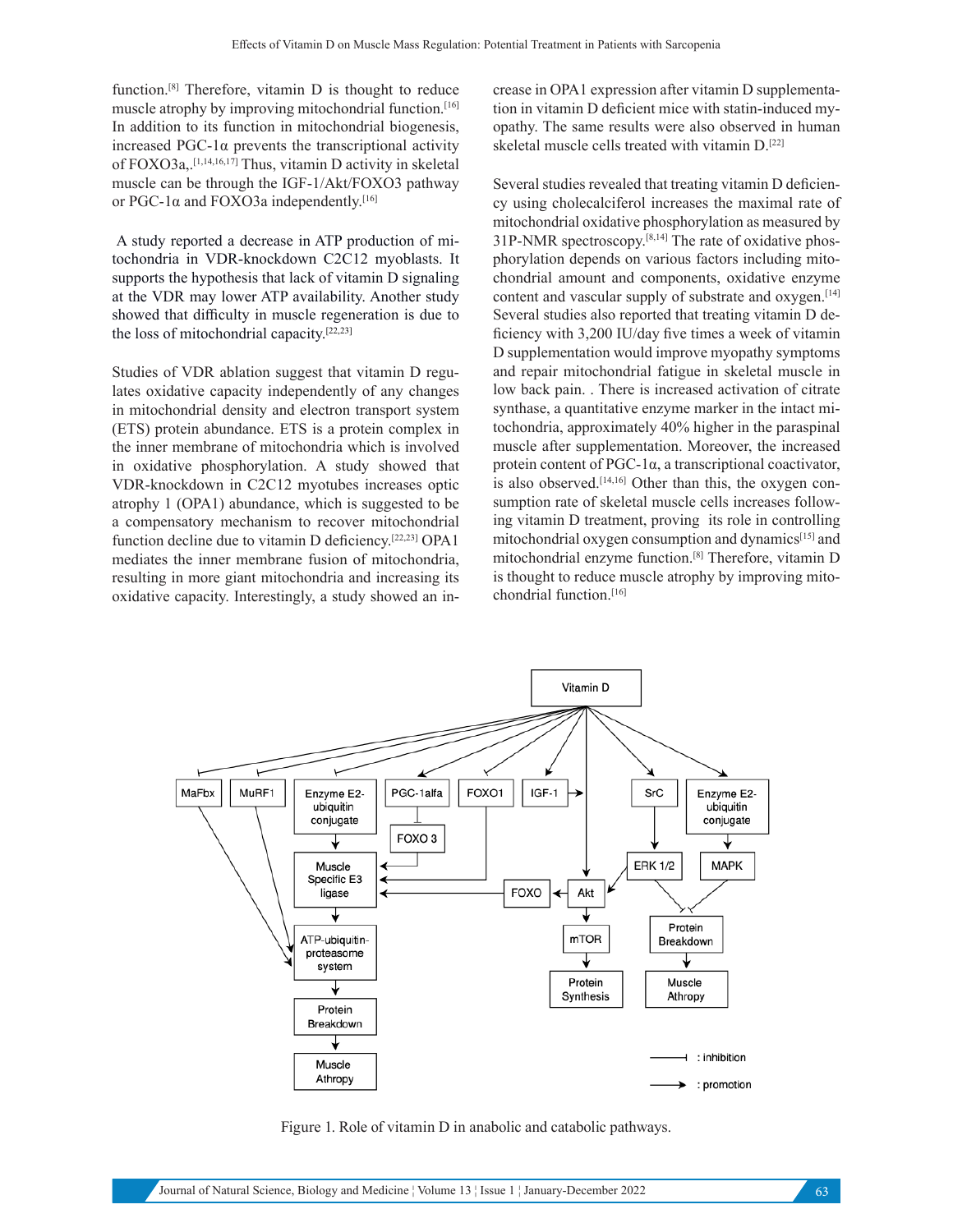function.[8] Therefore, vitamin D is thought to reduce muscle atrophy by improving mitochondrial function.[16] In addition to its function in mitochondrial biogenesis, increased PGC-1α prevents the transcriptional activity of FOXO3a,.[1,14,16,17] Thus, vitamin D activity in skeletal muscle can be through the IGF-1/Akt/FOXO3 pathway or PGC-1α and FOXO3a independently.[16]

A study reported a decrease in ATP production of mitochondria in VDR-knockdown C2C12 myoblasts. It supports the hypothesis that lack of vitamin D signaling at the VDR may lower ATP availability. Another study showed that difficulty in muscle regeneration is due to the loss of mitochondrial capacity.[22,23]

Studies of VDR ablation suggest that vitamin D regulates oxidative capacity independently of any changes in mitochondrial density and electron transport system (ETS) protein abundance. ETS is a protein complex in the inner membrane of mitochondria which is involved in oxidative phosphorylation. A study showed that VDR-knockdown in C2C12 myotubes increases optic atrophy 1 (OPA1) abundance, which is suggested to be a compensatory mechanism to recover mitochondrial function decline due to vitamin D deficiency.[22,23] OPA1 mediates the inner membrane fusion of mitochondria, resulting in more giant mitochondria and increasing its oxidative capacity. Interestingly, a study showed an increase in OPA1 expression after vitamin D supplementation in vitamin D deficient mice with statin-induced myopathy. The same results were also observed in human skeletal muscle cells treated with vitamin D.[22]

Several studies revealed that treating vitamin D deficiency using cholecalciferol increases the maximal rate of mitochondrial oxidative phosphorylation as measured by 31P-NMR spectroscopy.[8,14] The rate of oxidative phosphorylation depends on various factors including mitochondrial amount and components, oxidative enzyme content and vascular supply of substrate and oxygen.[14] Several studies also reported that treating vitamin D deficiency with 3,200 IU/day five times a week of vitamin D supplementation would improve myopathy symptoms and repair mitochondrial fatigue in skeletal muscle in low back pain. . There is increased activation of citrate synthase, a quantitative enzyme marker in the intact mitochondria, approximately 40% higher in the paraspinal muscle after supplementation. Moreover, the increased protein content of PGC-1α, a transcriptional coactivator, is also observed.[14,16] Other than this, the oxygen consumption rate of skeletal muscle cells increases following vitamin D treatment, proving its role in controlling mitochondrial oxygen consumption and dynamics[15] and mitochondrial enzyme function.[8] Therefore, vitamin D is thought to reduce muscle atrophy by improving mitochondrial function.[16]

Figure 1. Role of vitamin D in anabolic and catabolic pathways.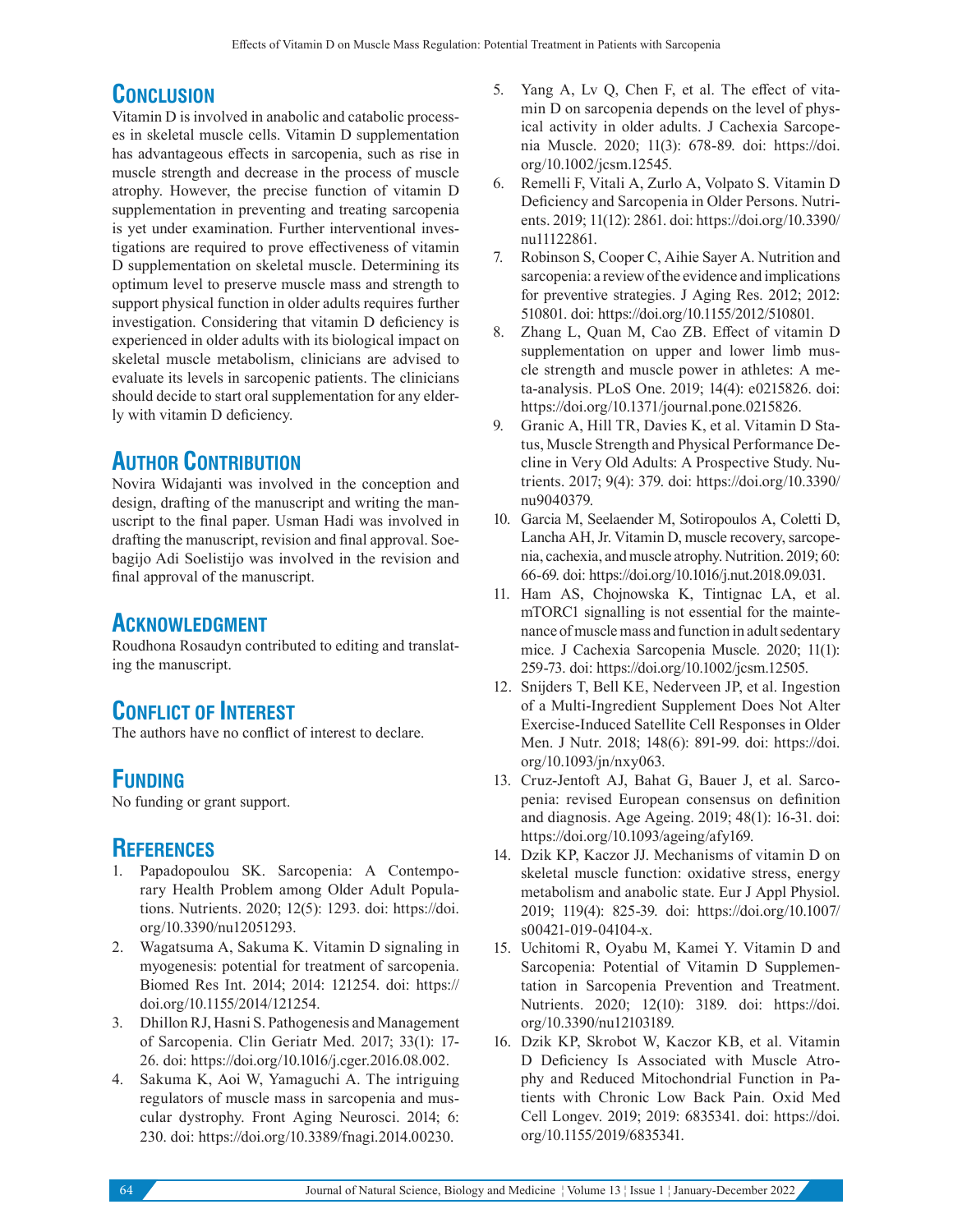## Conclusion

Vitamin D is involved in anabolic and catabolic processes in skeletal muscle cells. Vitamin D supplementation has advantageous effects in sarcopenia, such as rise in muscle strength and decrease in the process of muscle atrophy. However, the precise function of vitamin D supplementation in preventing and treating sarcopenia is yet under examination. Further interventional investigations are required to prove effectiveness of vitamin D supplementation on skeletal muscle. Determining its optimum level to preserve muscle mass and strength to support physical function in older adults requires further investigation. Considering that vitamin D deficiency is experienced in older adults with its biological impact on skeletal muscle metabolism, clinicians are advised to evaluate its levels in sarcopenic patients. The clinicians should decide to start oral supplementation for any elderly with vitamin D deficiency.

## Author Contribution

Novira Widajanti was involved in the conception and design, drafting of the manuscript and writing the manuscript to the final paper. Usman Hadi was involved in drafting the manuscript, revision and final approval. Soebagijo Adi Soelistijo was involved in the revision and final approval of the manuscript.

## Acknowledgment

Roudhona Rosaudyn contributed to editing and translating the manuscript.

## Conflict of Interest

The authors have no conflict of interest to declare.

## Funding

No funding or grant support.

## References

1. Papadopoulou SK. Sarcopenia: A Contemporary Health Problem among Older Adult Populations. Nutrients. 2020; 12(5): 1293. doi: https://doi.org/10.3390/nu12051293.
2. Wagatsuma A, Sakuma K. Vitamin D signaling in myogenesis: potential for treatment of sarcopenia. Biomed Res Int. 2014; 2014: 121254. doi: https://doi.org/10.1155/2014/121254.
3. Dhillon RJ, Hasni S. Pathogenesis and Management of Sarcopenia. Clin Geriatr Med. 2017; 33(1): 17-26. doi: https://doi.org/10.1016/j.cger.2016.08.002.
4. Sakuma K, Aoi W, Yamaguchi A. The intriguing regulators of muscle mass in sarcopenia and muscular dystrophy. Front Aging Neurosci. 2014; 6: 230. doi: https://doi.org/10.3389/fnagi.2014.00230.
5. Yang A, Lv Q, Chen F, et al. The effect of vitamin D on sarcopenia depends on the level of physical activity in older adults. J Cachexia Sarcopenia Muscle. 2020; 11(3): 678-89. doi: https://doi.org/10.1002/jcsm.12545.
6. Remelli F, Vitali A, Zurlo A, Volpato S. Vitamin D Deficiency and Sarcopenia in Older Persons. Nutrients. 2019; 11(12): 2861. doi: https://doi.org/10.3390/nu11122861.
7. Robinson S, Cooper C, Aihie Sayer A. Nutrition and sarcopenia: a review of the evidence and implications for preventive strategies. J Aging Res. 2012; 2012: 510801. doi: https://doi.org/10.1155/2012/510801.
8. Zhang L, Quan M, Cao ZB. Effect of vitamin D supplementation on upper and lower limb muscle strength and muscle power in athletes: A meta-analysis. PLoS One. 2019; 14(4): e0215826. doi: https://doi.org/10.1371/journal.pone.0215826.
9. Granic A, Hill TR, Davies K, et al. Vitamin D Status, Muscle Strength and Physical Performance Decline in Very Old Adults: A Prospective Study. Nutrients. 2017; 9(4): 379. doi: https://doi.org/10.3390/nu9040379.
10. Garcia M, Seelaender M, Sotiropoulos A, Coletti D, Lancha AH, Jr. Vitamin D, muscle recovery, sarcopenia, cachexia, and muscle atrophy. Nutrition. 2019; 60: 66-69. doi: https://doi.org/10.1016/j.nut.2018.09.031.
11. Ham AS, Chojnowska K, Tintignac LA, et al. mTORC1 signalling is not essential for the maintenance of muscle mass and function in adult sedentary mice. J Cachexia Sarcopenia Muscle. 2020; 11(1): 259-73. doi: https://doi.org/10.1002/jcsm.12505.
12. Snijders T, Bell KE, Nederveen JP, et al. Ingestion of a Multi-Ingredient Supplement Does Not Alter Exercise-Induced Satellite Cell Responses in Older Men. J Nutr. 2018; 148(6): 891-99. doi: https://doi.org/10.1093/jn/nxy063.
13. Cruz-Jentoft AJ, Bahat G, Bauer J, et al. Sarcopenia: revised European consensus on definition and diagnosis. Age Ageing. 2019; 48(1): 16-31. doi: https://doi.org/10.1093/ageing/afy169.
14. Dzik KP, Kaczor JJ. Mechanisms of vitamin D on skeletal muscle function: oxidative stress, energy metabolism and anabolic state. Eur J Appl Physiol. 2019; 119(4): 825-39. doi: https://doi.org/10.1007/s00421-019-04104-x.
15. Uchitomi R, Oyabu M, Kamei Y. Vitamin D and Sarcopenia: Potential of Vitamin D Supplementation in Sarcopenia Prevention and Treatment. Nutrients. 2020; 12(10): 3189. doi: https://doi.org/10.3390/nu12103189.
16. Dzik KP, Skrobot W, Kaczor KB, et al. Vitamin D Deficiency Is Associated with Muscle Atrophy and Reduced Mitochondrial Function in Patients with Chronic Low Back Pain. Oxid Med Cell Longev. 2019; 2019: 6835341. doi: https://doi.org/10.1155/2019/6835341.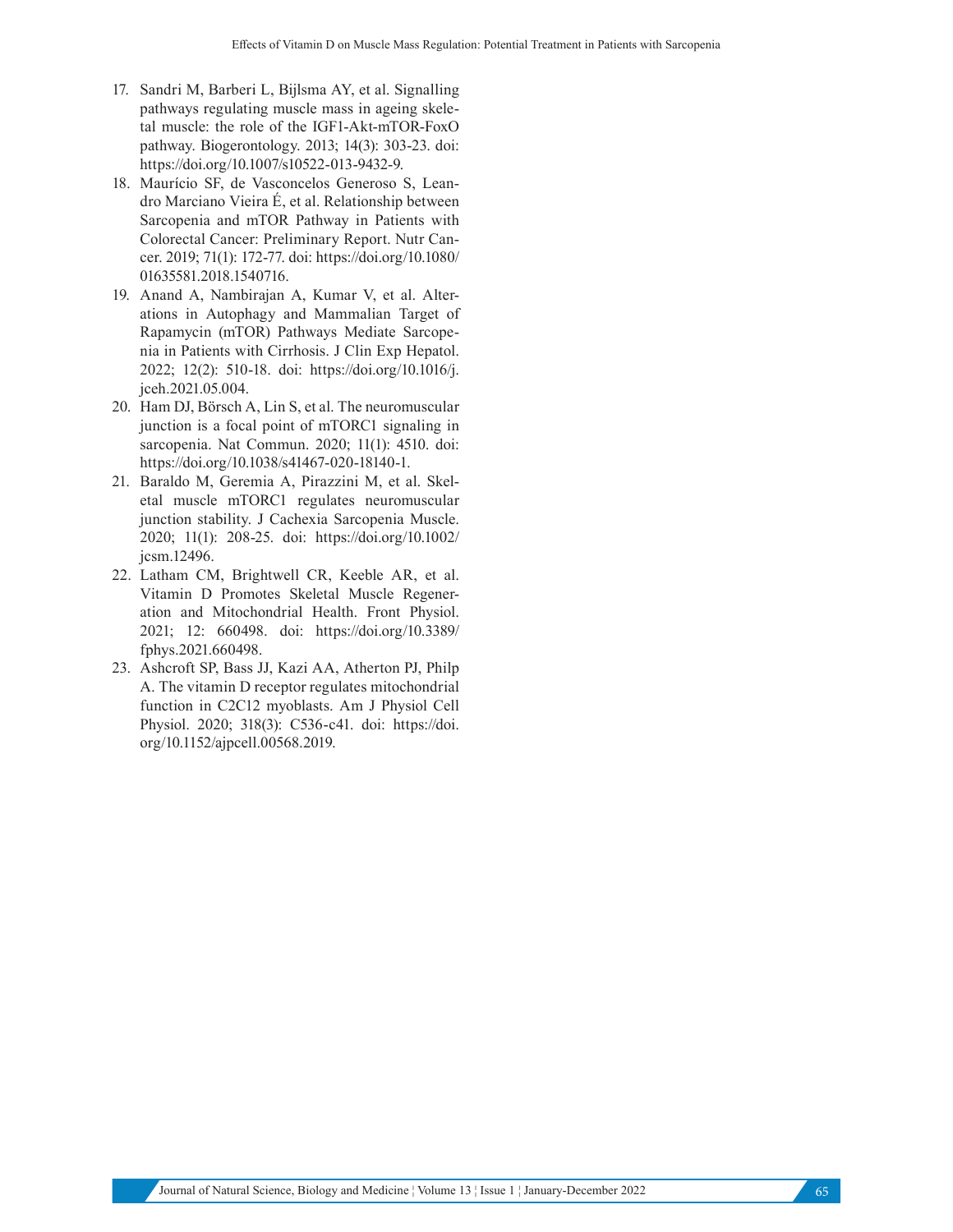17. Sandri M, Barberi L, Bijlsma AY, et al. Signalling pathways regulating muscle mass in ageing skeletal muscle: the role of the IGF1-Akt-mTOR-FoxO pathway. Biogerontology. 2013; 14(3): 303-23. doi: https://doi.org/10.1007/s10522-013-9432-9.
18. Maurício SF, de Vasconcelos Generoso S, Leandro Marciano Vieira É, et al. Relationship between Sarcopenia and mTOR Pathway in Patients with Colorectal Cancer: Preliminary Report. Nutr Cancer. 2019; 71(1): 172-77. doi: https://doi.org/10.1080/01635581.2018.1540716.
19. Anand A, Nambirajan A, Kumar V, et al. Alterations in Autophagy and Mammalian Target of Rapamycin (mTOR) Pathways Mediate Sarcopenia in Patients with Cirrhosis. J Clin Exp Hepatol. 2022; 12(2): 510-18. doi: https://doi.org/10.1016/j.jceh.2021.05.004.
20. Ham DJ, Börsch A, Lin S, et al. The neuromuscular junction is a focal point of mTORC1 signaling in sarcopenia. Nat Commun. 2020; 11(1): 4510. doi: https://doi.org/10.1038/s41467-020-18140-1.
21. Baraldo M, Geremia A, Pirazzini M, et al. Skeletal muscle mTORC1 regulates neuromuscular junction stability. J Cachexia Sarcopenia Muscle. 2020; 11(1): 208-25. doi: https://doi.org/10.1002/jcsm.12496.
22. Latham CM, Brightwell CR, Keeble AR, et al. Vitamin D Promotes Skeletal Muscle Regeneration and Mitochondrial Health. Front Physiol. 2021; 12: 660498. doi: https://doi.org/10.3389/fphys.2021.660498.
23. Ashcroft SP, Bass JJ, Kazi AA, Atherton PJ, Philp A. The vitamin D receptor regulates mitochondrial function in C2C12 myoblasts. Am J Physiol Cell Physiol. 2020; 318(3): C536-c41. doi: https://doi.org/10.1152/ajpcell.00568.2019.